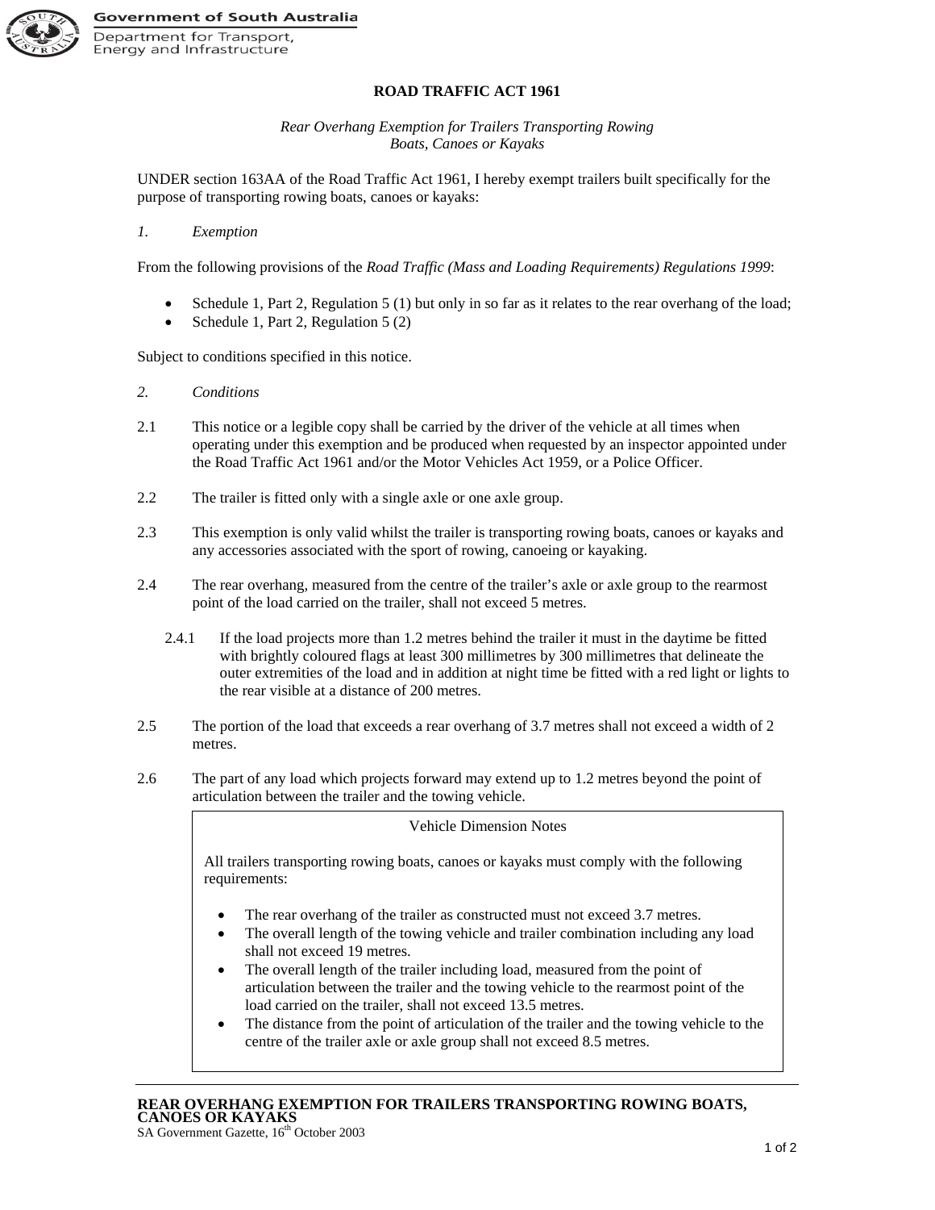Government of South Australia

Department for Transport, Energy and Infrastructure

# ROAD TRAFFIC ACT 1961

*Rear Overhang Exemption for Trailers Transporting Rowing Boats, Canoes or Kayaks*

UNDER section 163AA of the Road Traffic Act 1961, I hereby exempt trailers built specifically for the purpose of transporting rowing boats, canoes or kayaks:

*1. Exemption*

From the following provisions of the *Road Traffic (Mass and Loading Requirements) Regulations 1999*:

- Schedule 1, Part 2, Regulation 5 (1) but only in so far as it relates to the rear overhang of the load;
- Schedule 1, Part 2, Regulation 5 (2)

Subject to conditions specified in this notice.

*2. Conditions*

2.1 This notice or a legible copy shall be carried by the driver of the vehicle at all times when operating under this exemption and be produced when requested by an inspector appointed under the Road Traffic Act 1961 and/or the Motor Vehicles Act 1959, or a Police Officer.

2.2 The trailer is fitted only with a single axle or one axle group.

2.3 This exemption is only valid whilst the trailer is transporting rowing boats, canoes or kayaks and any accessories associated with the sport of rowing, canoeing or kayaking.

2.4 The rear overhang, measured from the centre of the trailer's axle or axle group to the rearmost point of the load carried on the trailer, shall not exceed 5 metres.

2.4.1 If the load projects more than 1.2 metres behind the trailer it must in the daytime be fitted with brightly coloured flags at least 300 millimetres by 300 millimetres that delineate the outer extremities of the load and in addition at night time be fitted with a red light or lights to the rear visible at a distance of 200 metres.

2.5 The portion of the load that exceeds a rear overhang of 3.7 metres shall not exceed a width of 2 metres.

2.6 The part of any load which projects forward may extend up to 1.2 metres beyond the point of articulation between the trailer and the towing vehicle.

> Vehicle Dimension Notes
>
> All trailers transporting rowing boats, canoes or kayaks must comply with the following requirements:
>
> - The rear overhang of the trailer as constructed must not exceed 3.7 metres.
> - The overall length of the towing vehicle and trailer combination including any load shall not exceed 19 metres.
> - The overall length of the trailer including load, measured from the point of articulation between the trailer and the towing vehicle to the rearmost point of the load carried on the trailer, shall not exceed 13.5 metres.
> - The distance from the point of articulation of the trailer and the towing vehicle to the centre of the trailer axle or axle group shall not exceed 8.5 metres.

**REAR OVERHANG EXEMPTION FOR TRAILERS TRANSPORTING ROWING BOATS, CANOES OR KAYAKS**

SA Government Gazette, 16th October 2003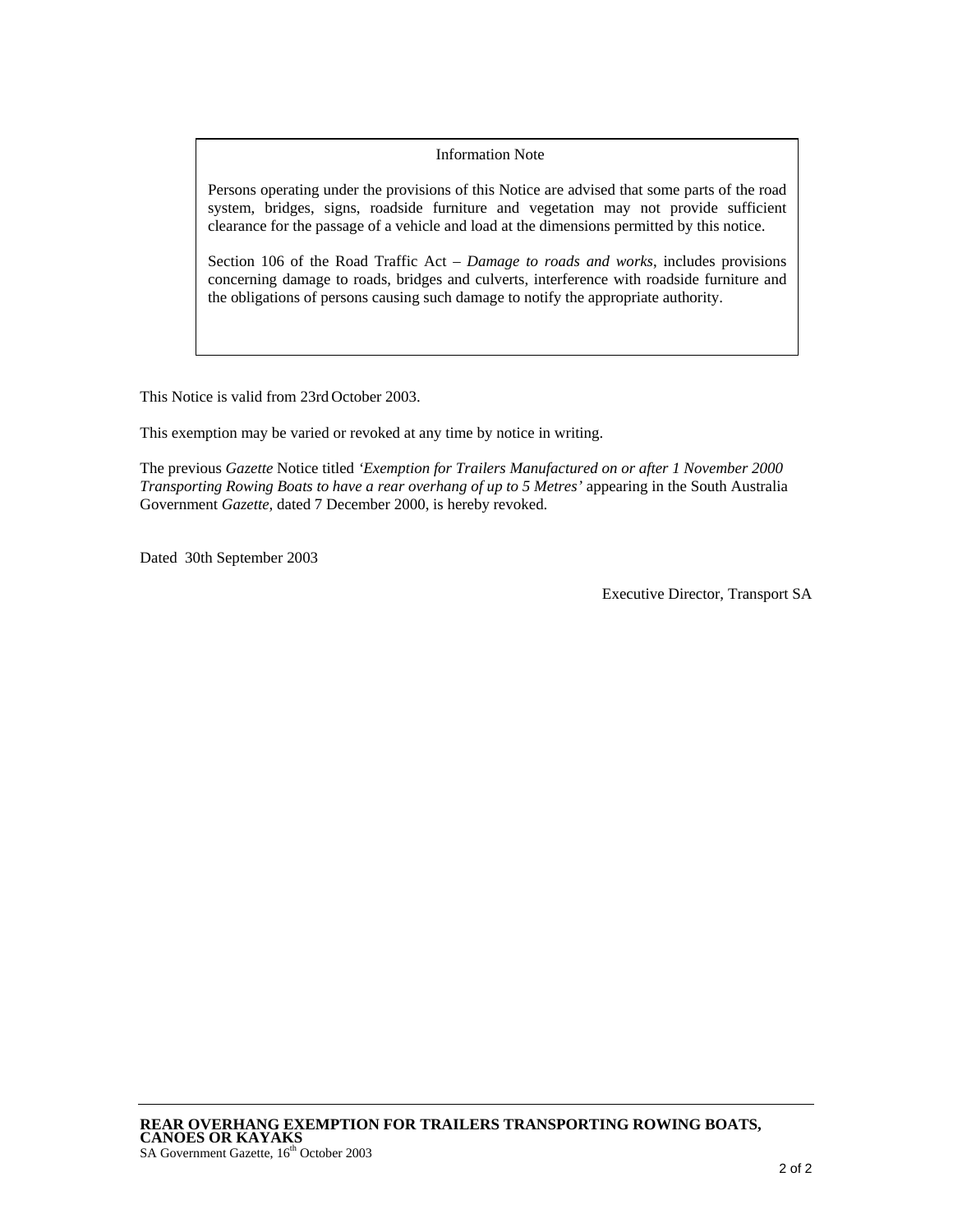Information Note

Persons operating under the provisions of this Notice are advised that some parts of the road system, bridges, signs, roadside furniture and vegetation may not provide sufficient clearance for the passage of a vehicle and load at the dimensions permitted by this notice.

Section 106 of the Road Traffic Act – *Damage to roads and works*, includes provisions concerning damage to roads, bridges and culverts, interference with roadside furniture and the obligations of persons causing such damage to notify the appropriate authority.

This Notice is valid from 23rd October 2003.

This exemption may be varied or revoked at any time by notice in writing.

The previous *Gazette* Notice titled *'Exemption for Trailers Manufactured on or after 1 November 2000 Transporting Rowing Boats to have a rear overhang of up to 5 Metres'* appearing in the South Australia Government *Gazette*, dated 7 December 2000, is hereby revoked.

Dated 30th September 2003

Executive Director, Transport SA